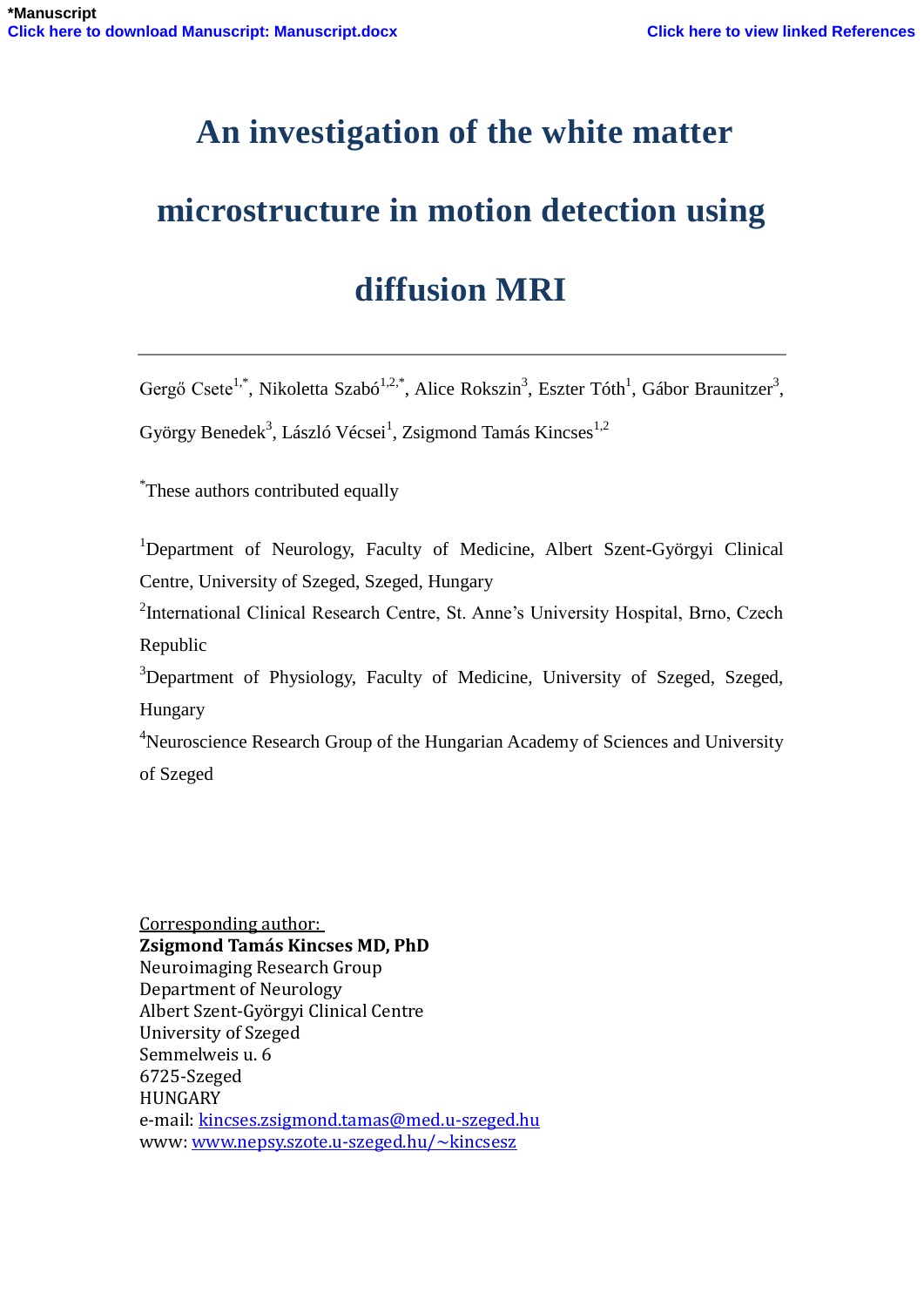# An investigation of the white matter microstructure in motion detection using diffusion MRI

Gergő Csete[1,*], Nikoletta Szabó[1,2,*], Alice Rokszin[3], Eszter Tóth[1], Gábor Braunitzer[3], György Benedek[3], László Vécsei[1], Zsigmond Tamás Kincses[1,2]

[*]These authors contributed equally

[1]Department of Neurology, Faculty of Medicine, Albert Szent-Györgyi Clinical Centre, University of Szeged, Szeged, Hungary

[2]International Clinical Research Centre, St. Anne's University Hospital, Brno, Czech Republic

[3]Department of Physiology, Faculty of Medicine, University of Szeged, Szeged, Hungary

[4]Neuroscience Research Group of the Hungarian Academy of Sciences and University of Szeged

Corresponding author:
**Zsigmond Tamás Kincses MD, PhD**
Neuroimaging Research Group
Department of Neurology
Albert Szent-Györgyi Clinical Centre
University of Szeged
Semmelweis u. 6
6725-Szeged
HUNGARY
e-mail: kincses.zsigmond.tamas@med.u-szeged.hu
www: www.nepsy.szote.u-szeged.hu/~kincsesz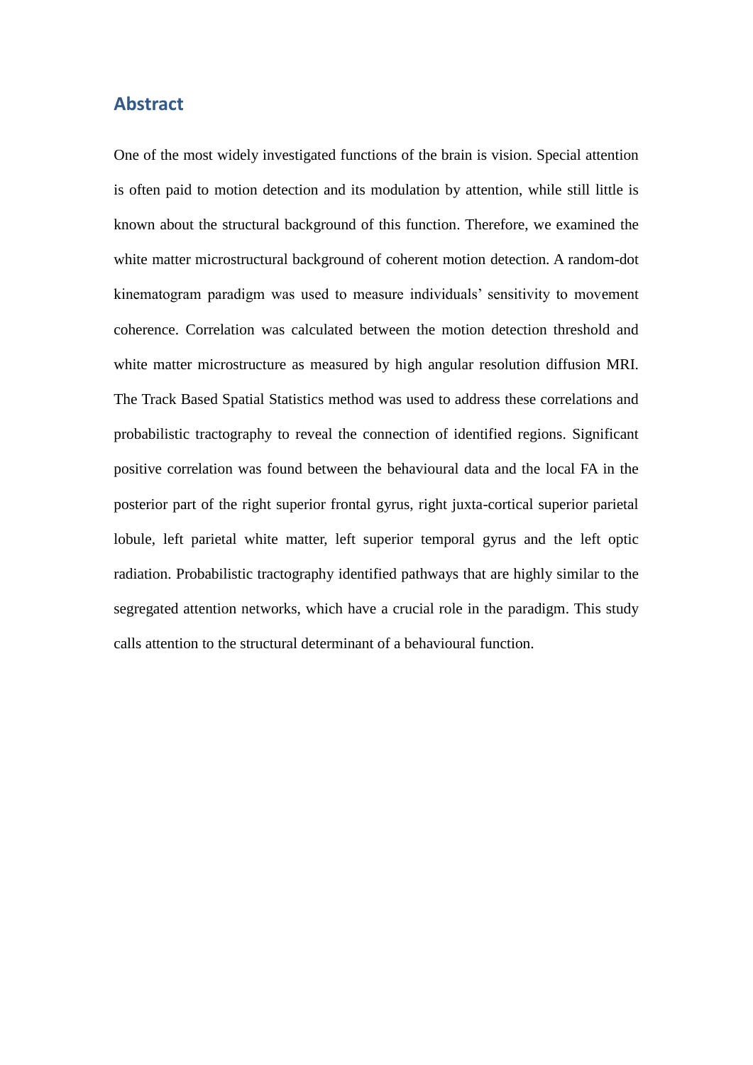## Abstract

One of the most widely investigated functions of the brain is vision. Special attention is often paid to motion detection and its modulation by attention, while still little is known about the structural background of this function. Therefore, we examined the white matter microstructural background of coherent motion detection. A random-dot kinematogram paradigm was used to measure individuals' sensitivity to movement coherence. Correlation was calculated between the motion detection threshold and white matter microstructure as measured by high angular resolution diffusion MRI. The Track Based Spatial Statistics method was used to address these correlations and probabilistic tractography to reveal the connection of identified regions. Significant positive correlation was found between the behavioural data and the local FA in the posterior part of the right superior frontal gyrus, right juxta-cortical superior parietal lobule, left parietal white matter, left superior temporal gyrus and the left optic radiation. Probabilistic tractography identified pathways that are highly similar to the segregated attention networks, which have a crucial role in the paradigm. This study calls attention to the structural determinant of a behavioural function.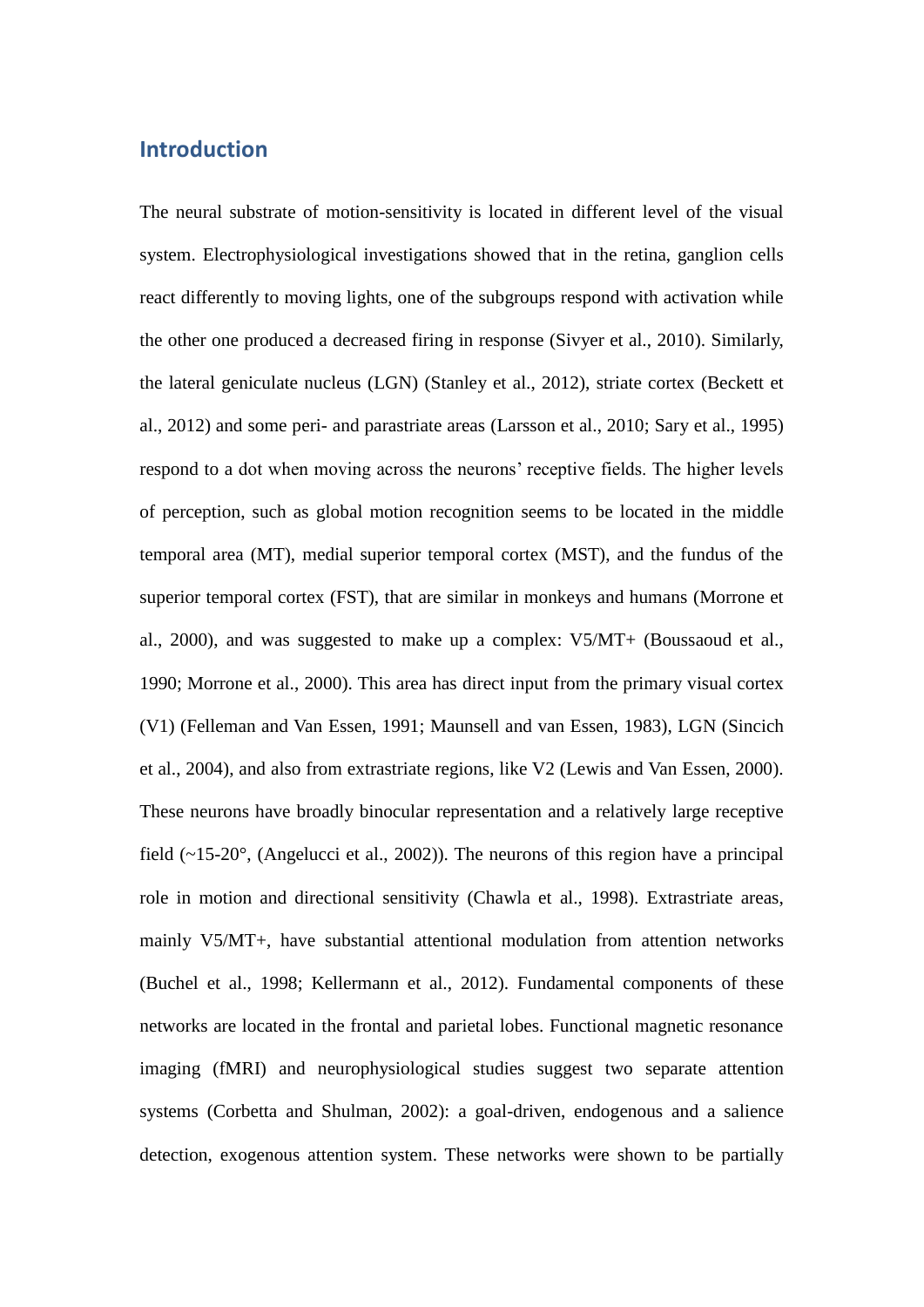## Introduction

The neural substrate of motion-sensitivity is located in different level of the visual system. Electrophysiological investigations showed that in the retina, ganglion cells react differently to moving lights, one of the subgroups respond with activation while the other one produced a decreased firing in response (Sivyer et al., 2010). Similarly, the lateral geniculate nucleus (LGN) (Stanley et al., 2012), striate cortex (Beckett et al., 2012) and some peri- and parastriate areas (Larsson et al., 2010; Sary et al., 1995) respond to a dot when moving across the neurons' receptive fields. The higher levels of perception, such as global motion recognition seems to be located in the middle temporal area (MT), medial superior temporal cortex (MST), and the fundus of the superior temporal cortex (FST), that are similar in monkeys and humans (Morrone et al., 2000), and was suggested to make up a complex: V5/MT+ (Boussaoud et al., 1990; Morrone et al., 2000). This area has direct input from the primary visual cortex (V1) (Felleman and Van Essen, 1991; Maunsell and van Essen, 1983), LGN (Sincich et al., 2004), and also from extrastriate regions, like V2 (Lewis and Van Essen, 2000). These neurons have broadly binocular representation and a relatively large receptive field (~15-20°, (Angelucci et al., 2002)). The neurons of this region have a principal role in motion and directional sensitivity (Chawla et al., 1998). Extrastriate areas, mainly V5/MT+, have substantial attentional modulation from attention networks (Buchel et al., 1998; Kellermann et al., 2012). Fundamental components of these networks are located in the frontal and parietal lobes. Functional magnetic resonance imaging (fMRI) and neurophysiological studies suggest two separate attention systems (Corbetta and Shulman, 2002): a goal-driven, endogenous and a salience detection, exogenous attention system. These networks were shown to be partially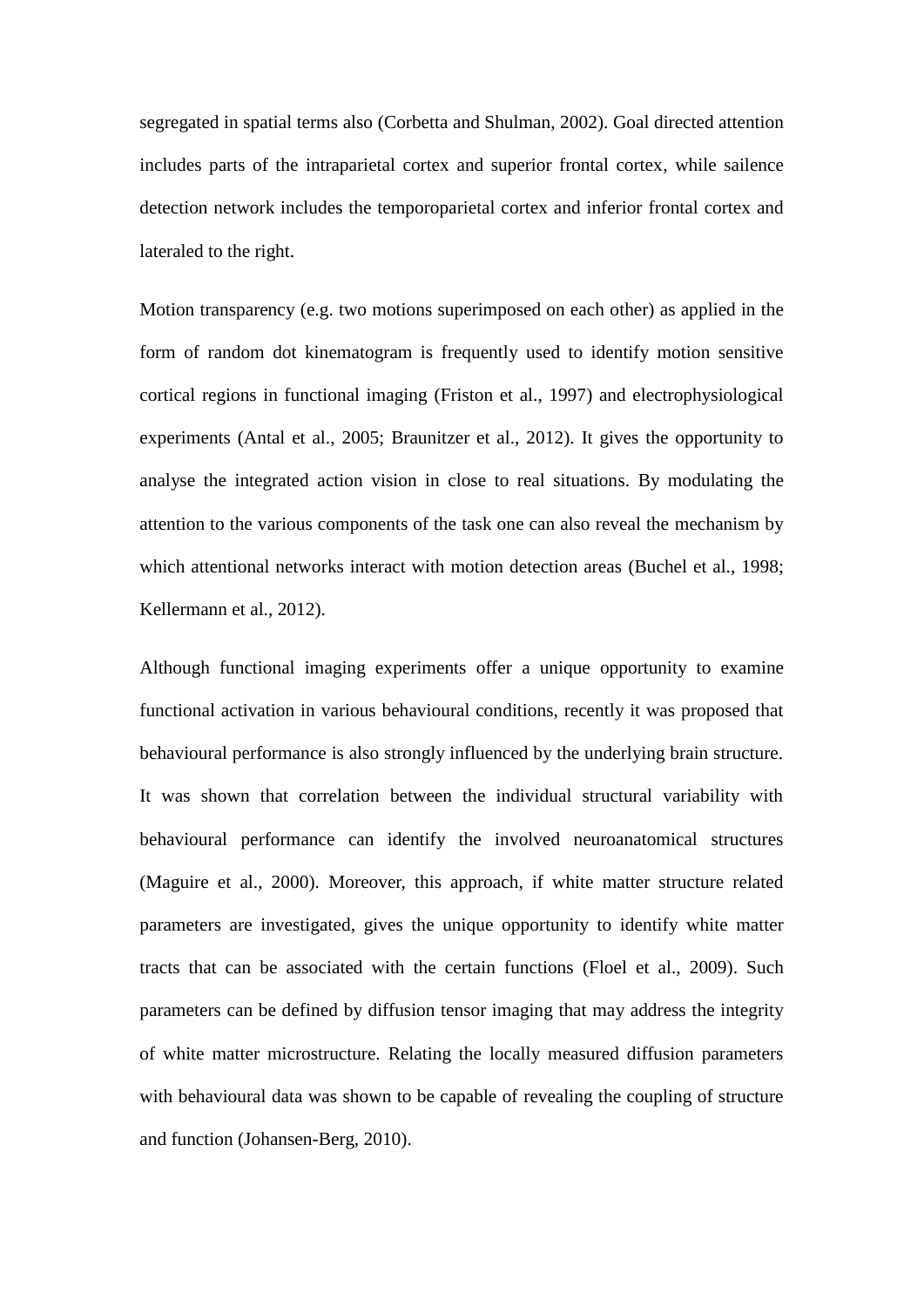segregated in spatial terms also (Corbetta and Shulman, 2002). Goal directed attention includes parts of the intraparietal cortex and superior frontal cortex, while sailence detection network includes the temporoparietal cortex and inferior frontal cortex and lateraled to the right.

Motion transparency (e.g. two motions superimposed on each other) as applied in the form of random dot kinematogram is frequently used to identify motion sensitive cortical regions in functional imaging (Friston et al., 1997) and electrophysiological experiments (Antal et al., 2005; Braunitzer et al., 2012). It gives the opportunity to analyse the integrated action vision in close to real situations. By modulating the attention to the various components of the task one can also reveal the mechanism by which attentional networks interact with motion detection areas (Buchel et al., 1998; Kellermann et al., 2012).

Although functional imaging experiments offer a unique opportunity to examine functional activation in various behavioural conditions, recently it was proposed that behavioural performance is also strongly influenced by the underlying brain structure. It was shown that correlation between the individual structural variability with behavioural performance can identify the involved neuroanatomical structures (Maguire et al., 2000). Moreover, this approach, if white matter structure related parameters are investigated, gives the unique opportunity to identify white matter tracts that can be associated with the certain functions (Floel et al., 2009). Such parameters can be defined by diffusion tensor imaging that may address the integrity of white matter microstructure. Relating the locally measured diffusion parameters with behavioural data was shown to be capable of revealing the coupling of structure and function (Johansen-Berg, 2010).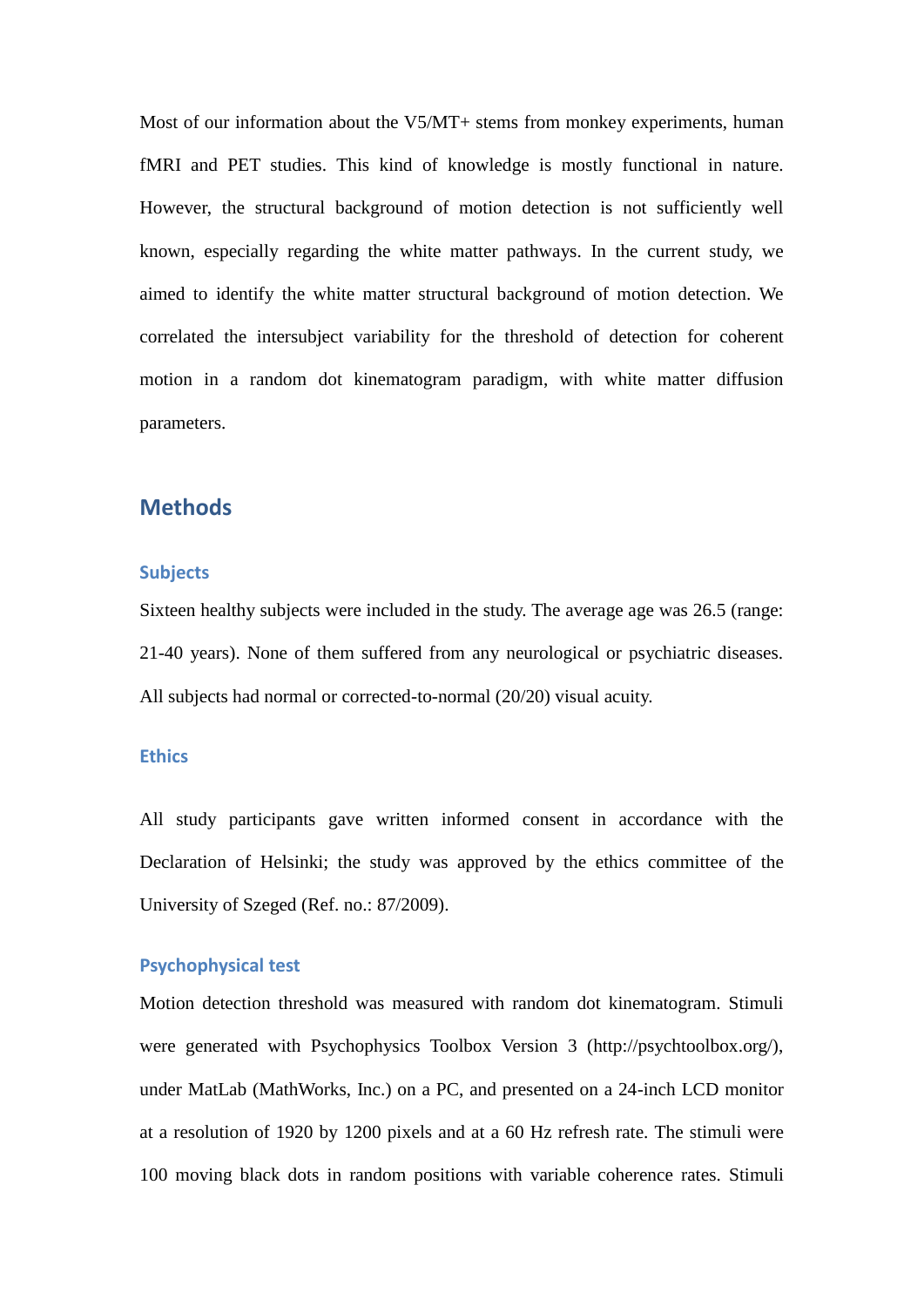Most of our information about the V5/MT+ stems from monkey experiments, human fMRI and PET studies. This kind of knowledge is mostly functional in nature. However, the structural background of motion detection is not sufficiently well known, especially regarding the white matter pathways. In the current study, we aimed to identify the white matter structural background of motion detection. We correlated the intersubject variability for the threshold of detection for coherent motion in a random dot kinematogram paradigm, with white matter diffusion parameters.

## Methods

### Subjects

Sixteen healthy subjects were included in the study. The average age was 26.5 (range: 21-40 years). None of them suffered from any neurological or psychiatric diseases. All subjects had normal or corrected-to-normal (20/20) visual acuity.

### Ethics

All study participants gave written informed consent in accordance with the Declaration of Helsinki; the study was approved by the ethics committee of the University of Szeged (Ref. no.: 87/2009).

### Psychophysical test

Motion detection threshold was measured with random dot kinematogram. Stimuli were generated with Psychophysics Toolbox Version 3 (http://psychtoolbox.org/), under MatLab (MathWorks, Inc.) on a PC, and presented on a 24-inch LCD monitor at a resolution of 1920 by 1200 pixels and at a 60 Hz refresh rate. The stimuli were 100 moving black dots in random positions with variable coherence rates. Stimuli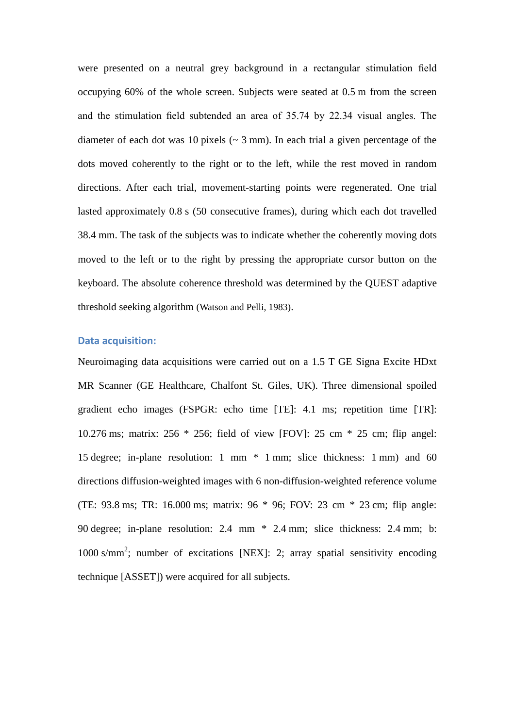were presented on a neutral grey background in a rectangular stimulation field occupying 60% of the whole screen. Subjects were seated at 0.5 m from the screen and the stimulation field subtended an area of 35.74 by 22.34 visual angles. The diameter of each dot was 10 pixels (~ 3 mm). In each trial a given percentage of the dots moved coherently to the right or to the left, while the rest moved in random directions. After each trial, movement-starting points were regenerated. One trial lasted approximately 0.8 s (50 consecutive frames), during which each dot travelled 38.4 mm. The task of the subjects was to indicate whether the coherently moving dots moved to the left or to the right by pressing the appropriate cursor button on the keyboard. The absolute coherence threshold was determined by the QUEST adaptive threshold seeking algorithm (Watson and Pelli, 1983).

### Data acquisition:

Neuroimaging data acquisitions were carried out on a 1.5 T GE Signa Excite HDxt MR Scanner (GE Healthcare, Chalfont St. Giles, UK). Three dimensional spoiled gradient echo images (FSPGR: echo time [TE]: 4.1 ms; repetition time [TR]: 10.276 ms; matrix: 256 * 256; field of view [FOV]: 25 cm * 25 cm; flip angel: 15 degree; in-plane resolution: 1 mm * 1 mm; slice thickness: 1 mm) and 60 directions diffusion-weighted images with 6 non-diffusion-weighted reference volume (TE: 93.8 ms; TR: 16.000 ms; matrix: 96 * 96; FOV: 23 cm * 23 cm; flip angle: 90 degree; in-plane resolution: 2.4 mm * 2.4 mm; slice thickness: 2.4 mm; b: 1000 s/mm$^2$; number of excitations [NEX]: 2; array spatial sensitivity encoding technique [ASSET]) were acquired for all subjects.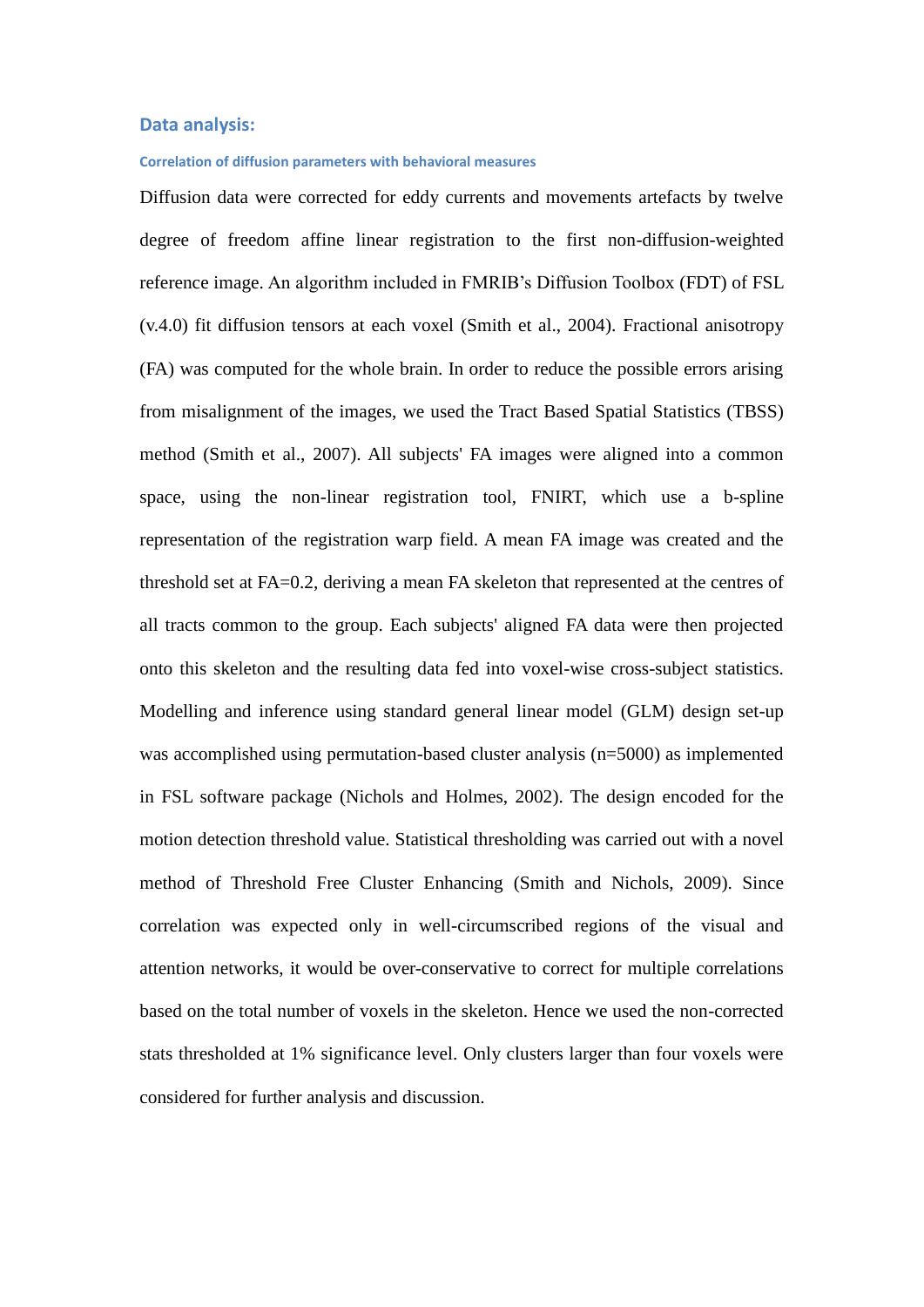## Data analysis:

### Correlation of diffusion parameters with behavioral measures

Diffusion data were corrected for eddy currents and movements artefacts by twelve degree of freedom affine linear registration to the first non-diffusion-weighted reference image. An algorithm included in FMRIB's Diffusion Toolbox (FDT) of FSL (v.4.0) fit diffusion tensors at each voxel (Smith et al., 2004). Fractional anisotropy (FA) was computed for the whole brain. In order to reduce the possible errors arising from misalignment of the images, we used the Tract Based Spatial Statistics (TBSS) method (Smith et al., 2007). All subjects' FA images were aligned into a common space, using the non-linear registration tool, FNIRT, which use a b-spline representation of the registration warp field. A mean FA image was created and the threshold set at FA=0.2, deriving a mean FA skeleton that represented at the centres of all tracts common to the group. Each subjects' aligned FA data were then projected onto this skeleton and the resulting data fed into voxel-wise cross-subject statistics. Modelling and inference using standard general linear model (GLM) design set-up was accomplished using permutation-based cluster analysis (n=5000) as implemented in FSL software package (Nichols and Holmes, 2002). The design encoded for the motion detection threshold value. Statistical thresholding was carried out with a novel method of Threshold Free Cluster Enhancing (Smith and Nichols, 2009). Since correlation was expected only in well-circumscribed regions of the visual and attention networks, it would be over-conservative to correct for multiple correlations based on the total number of voxels in the skeleton. Hence we used the non-corrected stats thresholded at 1% significance level. Only clusters larger than four voxels were considered for further analysis and discussion.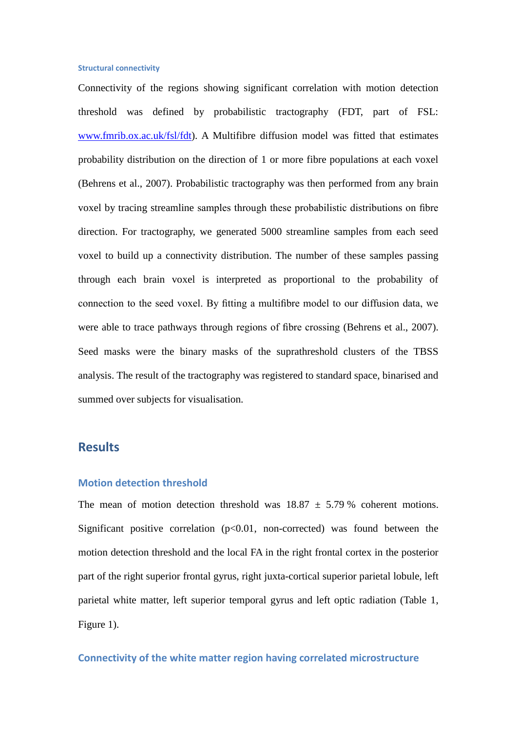### Structural connectivity

Connectivity of the regions showing significant correlation with motion detection threshold was defined by probabilistic tractography (FDT, part of FSL: www.fmrib.ox.ac.uk/fsl/fdt). A Multifibre diffusion model was fitted that estimates probability distribution on the direction of 1 or more fibre populations at each voxel (Behrens et al., 2007). Probabilistic tractography was then performed from any brain voxel by tracing streamline samples through these probabilistic distributions on fibre direction. For tractography, we generated 5000 streamline samples from each seed voxel to build up a connectivity distribution. The number of these samples passing through each brain voxel is interpreted as proportional to the probability of connection to the seed voxel. By fitting a multifibre model to our diffusion data, we were able to trace pathways through regions of fibre crossing (Behrens et al., 2007). Seed masks were the binary masks of the suprathreshold clusters of the TBSS analysis. The result of the tractography was registered to standard space, binarised and summed over subjects for visualisation.

# Results

## Motion detection threshold

The mean of motion detection threshold was 18.87 ± 5.79 % coherent motions. Significant positive correlation ($p<0.01$, non-corrected) was found between the motion detection threshold and the local FA in the right frontal cortex in the posterior part of the right superior frontal gyrus, right juxta-cortical superior parietal lobule, left parietal white matter, left superior temporal gyrus and left optic radiation (Table 1, Figure 1).

## Connectivity of the white matter region having correlated microstructure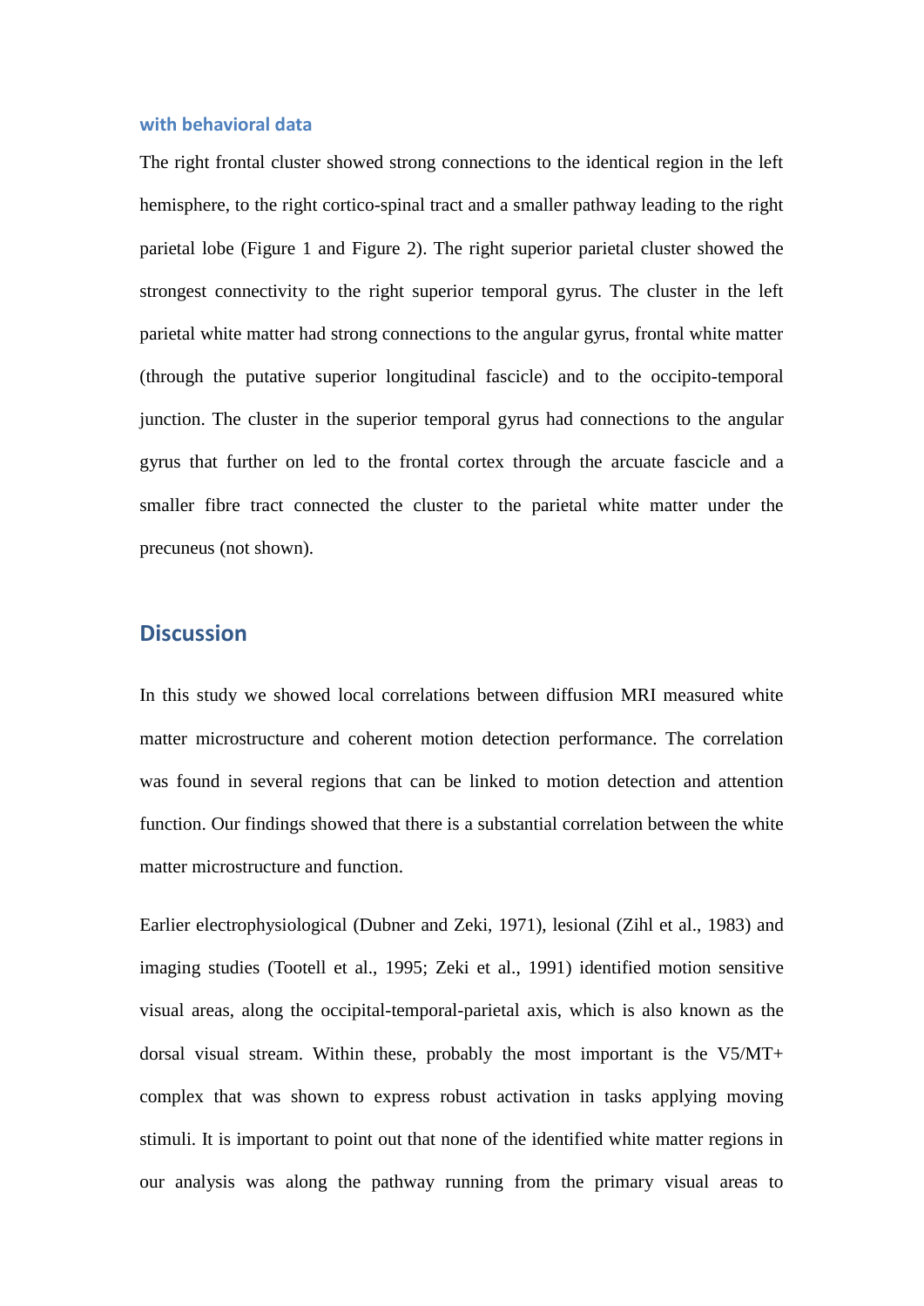### with behavioral data

The right frontal cluster showed strong connections to the identical region in the left hemisphere, to the right cortico-spinal tract and a smaller pathway leading to the right parietal lobe (Figure 1 and Figure 2). The right superior parietal cluster showed the strongest connectivity to the right superior temporal gyrus. The cluster in the left parietal white matter had strong connections to the angular gyrus, frontal white matter (through the putative superior longitudinal fascicle) and to the occipito-temporal junction. The cluster in the superior temporal gyrus had connections to the angular gyrus that further on led to the frontal cortex through the arcuate fascicle and a smaller fibre tract connected the cluster to the parietal white matter under the precuneus (not shown).

## Discussion

In this study we showed local correlations between diffusion MRI measured white matter microstructure and coherent motion detection performance. The correlation was found in several regions that can be linked to motion detection and attention function. Our findings showed that there is a substantial correlation between the white matter microstructure and function.

Earlier electrophysiological (Dubner and Zeki, 1971), lesional (Zihl et al., 1983) and imaging studies (Tootell et al., 1995; Zeki et al., 1991) identified motion sensitive visual areas, along the occipital-temporal-parietal axis, which is also known as the dorsal visual stream. Within these, probably the most important is the V5/MT+ complex that was shown to express robust activation in tasks applying moving stimuli. It is important to point out that none of the identified white matter regions in our analysis was along the pathway running from the primary visual areas to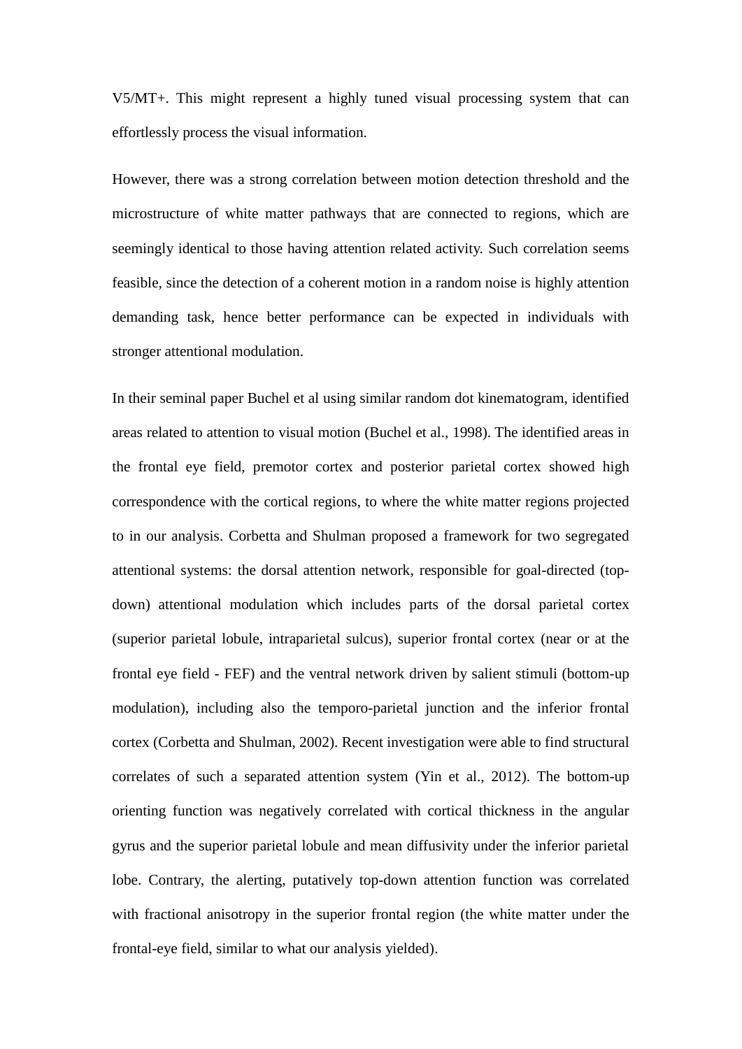V5/MT+. This might represent a highly tuned visual processing system that can effortlessly process the visual information.

However, there was a strong correlation between motion detection threshold and the microstructure of white matter pathways that are connected to regions, which are seemingly identical to those having attention related activity. Such correlation seems feasible, since the detection of a coherent motion in a random noise is highly attention demanding task, hence better performance can be expected in individuals with stronger attentional modulation.

In their seminal paper Buchel et al using similar random dot kinematogram, identified areas related to attention to visual motion (Buchel et al., 1998). The identified areas in the frontal eye field, premotor cortex and posterior parietal cortex showed high correspondence with the cortical regions, to where the white matter regions projected to in our analysis. Corbetta and Shulman proposed a framework for two segregated attentional systems: the dorsal attention network, responsible for goal-directed (top-down) attentional modulation which includes parts of the dorsal parietal cortex (superior parietal lobule, intraparietal sulcus), superior frontal cortex (near or at the frontal eye field - FEF) and the ventral network driven by salient stimuli (bottom-up modulation), including also the temporo-parietal junction and the inferior frontal cortex (Corbetta and Shulman, 2002). Recent investigation were able to find structural correlates of such a separated attention system (Yin et al., 2012). The bottom-up orienting function was negatively correlated with cortical thickness in the angular gyrus and the superior parietal lobule and mean diffusivity under the inferior parietal lobe. Contrary, the alerting, putatively top-down attention function was correlated with fractional anisotropy in the superior frontal region (the white matter under the frontal-eye field, similar to what our analysis yielded).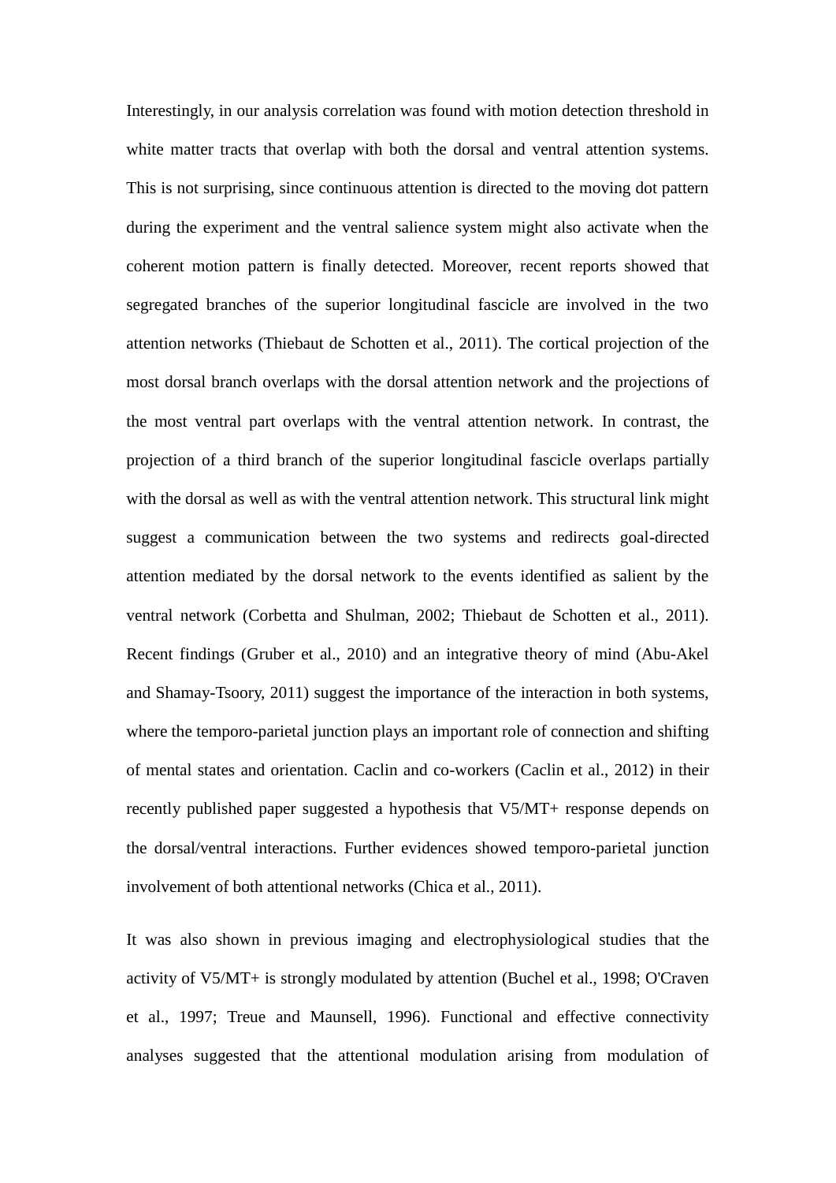Interestingly, in our analysis correlation was found with motion detection threshold in white matter tracts that overlap with both the dorsal and ventral attention systems. This is not surprising, since continuous attention is directed to the moving dot pattern during the experiment and the ventral salience system might also activate when the coherent motion pattern is finally detected. Moreover, recent reports showed that segregated branches of the superior longitudinal fascicle are involved in the two attention networks (Thiebaut de Schotten et al., 2011). The cortical projection of the most dorsal branch overlaps with the dorsal attention network and the projections of the most ventral part overlaps with the ventral attention network. In contrast, the projection of a third branch of the superior longitudinal fascicle overlaps partially with the dorsal as well as with the ventral attention network. This structural link might suggest a communication between the two systems and redirects goal-directed attention mediated by the dorsal network to the events identified as salient by the ventral network (Corbetta and Shulman, 2002; Thiebaut de Schotten et al., 2011). Recent findings (Gruber et al., 2010) and an integrative theory of mind (Abu-Akel and Shamay-Tsoory, 2011) suggest the importance of the interaction in both systems, where the temporo-parietal junction plays an important role of connection and shifting of mental states and orientation. Caclin and co-workers (Caclin et al., 2012) in their recently published paper suggested a hypothesis that V5/MT+ response depends on the dorsal/ventral interactions. Further evidences showed temporo-parietal junction involvement of both attentional networks (Chica et al., 2011).

It was also shown in previous imaging and electrophysiological studies that the activity of V5/MT+ is strongly modulated by attention (Buchel et al., 1998; O'Craven et al., 1997; Treue and Maunsell, 1996). Functional and effective connectivity analyses suggested that the attentional modulation arising from modulation of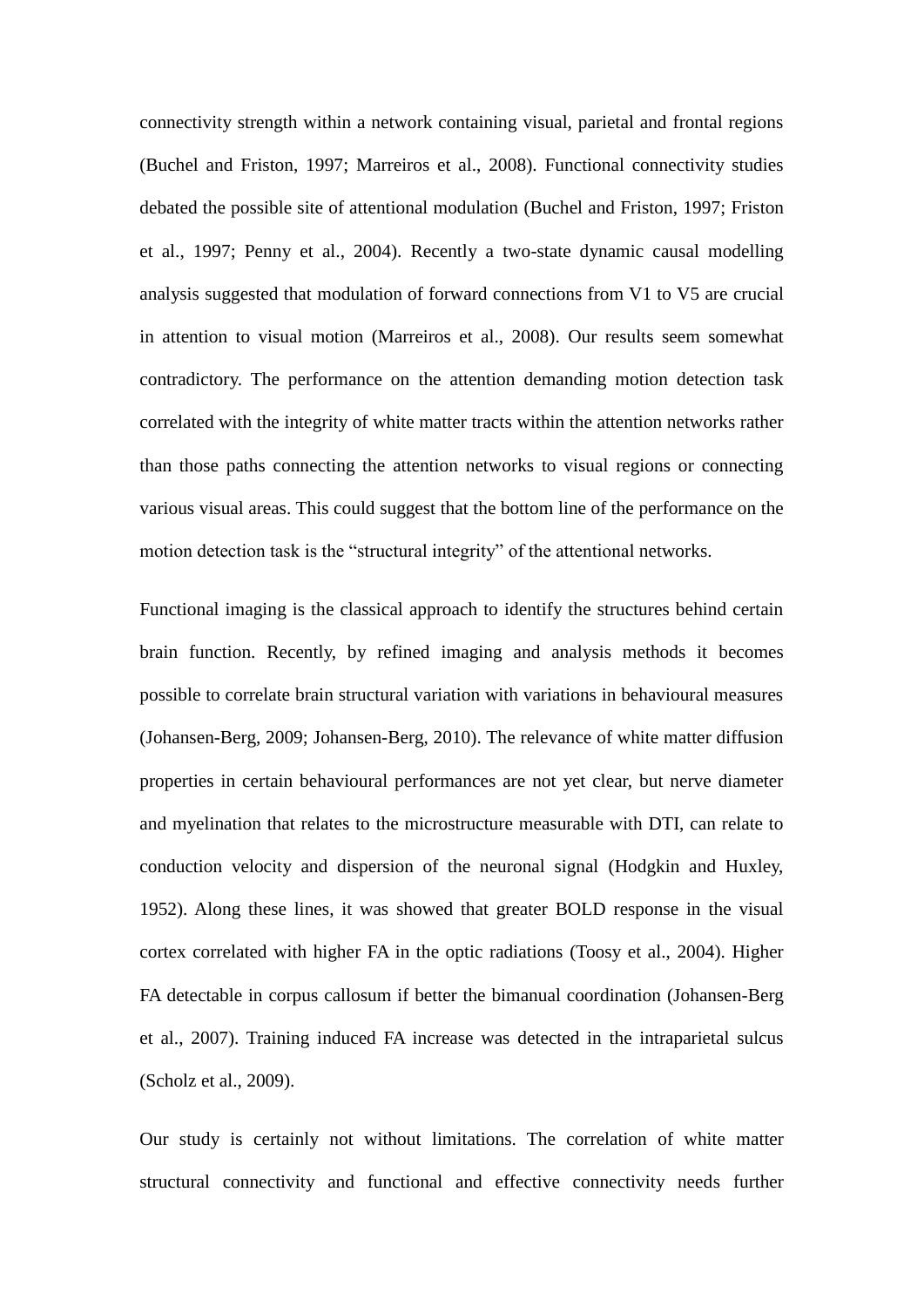connectivity strength within a network containing visual, parietal and frontal regions (Buchel and Friston, 1997; Marreiros et al., 2008). Functional connectivity studies debated the possible site of attentional modulation (Buchel and Friston, 1997; Friston et al., 1997; Penny et al., 2004). Recently a two-state dynamic causal modelling analysis suggested that modulation of forward connections from V1 to V5 are crucial in attention to visual motion (Marreiros et al., 2008). Our results seem somewhat contradictory. The performance on the attention demanding motion detection task correlated with the integrity of white matter tracts within the attention networks rather than those paths connecting the attention networks to visual regions or connecting various visual areas. This could suggest that the bottom line of the performance on the motion detection task is the "structural integrity" of the attentional networks.

Functional imaging is the classical approach to identify the structures behind certain brain function. Recently, by refined imaging and analysis methods it becomes possible to correlate brain structural variation with variations in behavioural measures (Johansen-Berg, 2009; Johansen-Berg, 2010). The relevance of white matter diffusion properties in certain behavioural performances are not yet clear, but nerve diameter and myelination that relates to the microstructure measurable with DTI, can relate to conduction velocity and dispersion of the neuronal signal (Hodgkin and Huxley, 1952). Along these lines, it was showed that greater BOLD response in the visual cortex correlated with higher FA in the optic radiations (Toosy et al., 2004). Higher FA detectable in corpus callosum if better the bimanual coordination (Johansen-Berg et al., 2007). Training induced FA increase was detected in the intraparietal sulcus (Scholz et al., 2009).

Our study is certainly not without limitations. The correlation of white matter structural connectivity and functional and effective connectivity needs further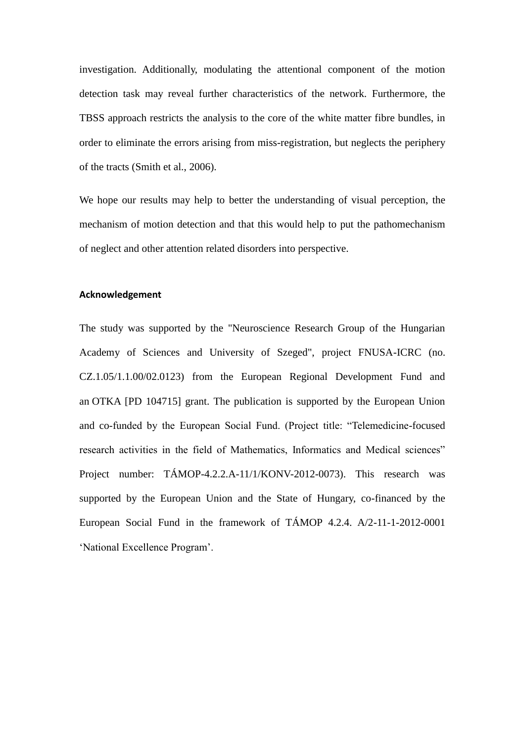investigation. Additionally, modulating the attentional component of the motion detection task may reveal further characteristics of the network. Furthermore, the TBSS approach restricts the analysis to the core of the white matter fibre bundles, in order to eliminate the errors arising from miss-registration, but neglects the periphery of the tracts (Smith et al., 2006).

We hope our results may help to better the understanding of visual perception, the mechanism of motion detection and that this would help to put the pathomechanism of neglect and other attention related disorders into perspective.

### Acknowledgement

The study was supported by the "Neuroscience Research Group of the Hungarian Academy of Sciences and University of Szeged", project FNUSA-ICRC (no. CZ.1.05/1.1.00/02.0123) from the European Regional Development Fund and an OTKA [PD 104715] grant. The publication is supported by the European Union and co-funded by the European Social Fund. (Project title: "Telemedicine-focused research activities in the field of Mathematics, Informatics and Medical sciences" Project number: TÁMOP-4.2.2.A-11/1/KONV-2012-0073). This research was supported by the European Union and the State of Hungary, co-financed by the European Social Fund in the framework of TÁMOP 4.2.4. A/2-11-1-2012-0001 'National Excellence Program'.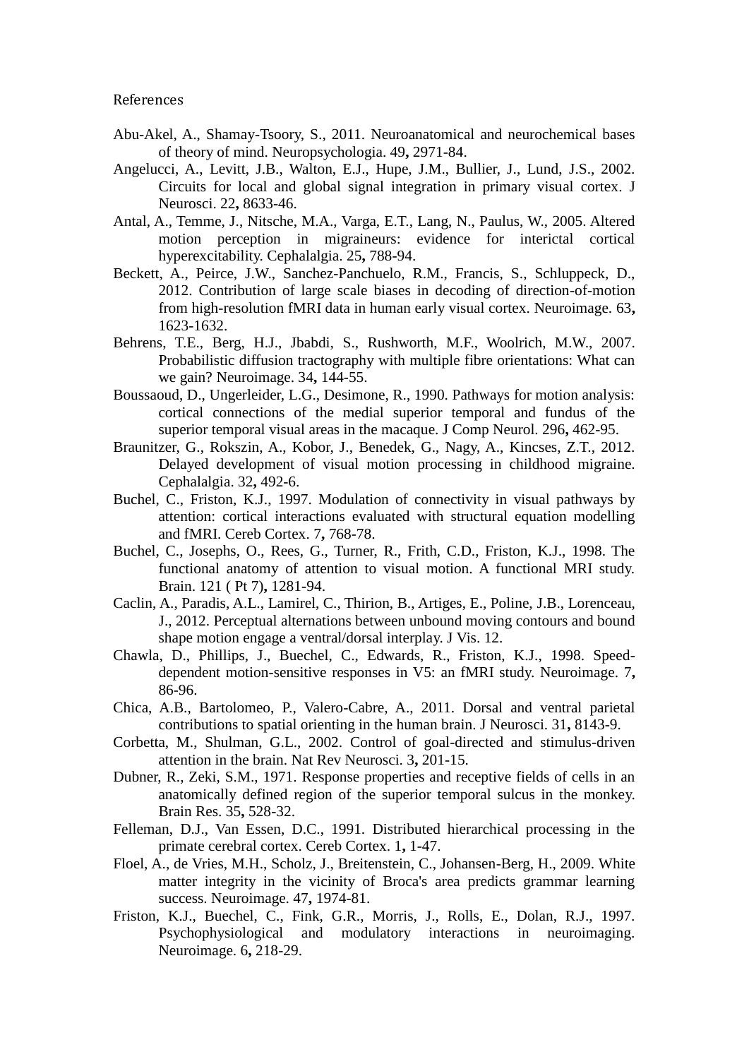References

Abu-Akel, A., Shamay-Tsoory, S., 2011. Neuroanatomical and neurochemical bases of theory of mind. Neuropsychologia. 49**,** 2971-84.

Angelucci, A., Levitt, J.B., Walton, E.J., Hupe, J.M., Bullier, J., Lund, J.S., 2002. Circuits for local and global signal integration in primary visual cortex. J Neurosci. 22**,** 8633-46.

Antal, A., Temme, J., Nitsche, M.A., Varga, E.T., Lang, N., Paulus, W., 2005. Altered motion perception in migraineurs: evidence for interictal cortical hyperexcitability. Cephalalgia. 25**,** 788-94.

Beckett, A., Peirce, J.W., Sanchez-Panchuelo, R.M., Francis, S., Schluppeck, D., 2012. Contribution of large scale biases in decoding of direction-of-motion from high-resolution fMRI data in human early visual cortex. Neuroimage. 63**,** 1623-1632.

Behrens, T.E., Berg, H.J., Jbabdi, S., Rushworth, M.F., Woolrich, M.W., 2007. Probabilistic diffusion tractography with multiple fibre orientations: What can we gain? Neuroimage. 34**,** 144-55.

Boussaoud, D., Ungerleider, L.G., Desimone, R., 1990. Pathways for motion analysis: cortical connections of the medial superior temporal and fundus of the superior temporal visual areas in the macaque. J Comp Neurol. 296**,** 462-95.

Braunitzer, G., Rokszin, A., Kobor, J., Benedek, G., Nagy, A., Kincses, Z.T., 2012. Delayed development of visual motion processing in childhood migraine. Cephalalgia. 32**,** 492-6.

Buchel, C., Friston, K.J., 1997. Modulation of connectivity in visual pathways by attention: cortical interactions evaluated with structural equation modelling and fMRI. Cereb Cortex. 7**,** 768-78.

Buchel, C., Josephs, O., Rees, G., Turner, R., Frith, C.D., Friston, K.J., 1998. The functional anatomy of attention to visual motion. A functional MRI study. Brain. 121 ( Pt 7)**,** 1281-94.

Caclin, A., Paradis, A.L., Lamirel, C., Thirion, B., Artiges, E., Poline, J.B., Lorenceau, J., 2012. Perceptual alternations between unbound moving contours and bound shape motion engage a ventral/dorsal interplay. J Vis. 12.

Chawla, D., Phillips, J., Buechel, C., Edwards, R., Friston, K.J., 1998. Speed-dependent motion-sensitive responses in V5: an fMRI study. Neuroimage. 7**,** 86-96.

Chica, A.B., Bartolomeo, P., Valero-Cabre, A., 2011. Dorsal and ventral parietal contributions to spatial orienting in the human brain. J Neurosci. 31**,** 8143-9.

Corbetta, M., Shulman, G.L., 2002. Control of goal-directed and stimulus-driven attention in the brain. Nat Rev Neurosci. 3**,** 201-15.

Dubner, R., Zeki, S.M., 1971. Response properties and receptive fields of cells in an anatomically defined region of the superior temporal sulcus in the monkey. Brain Res. 35**,** 528-32.

Felleman, D.J., Van Essen, D.C., 1991. Distributed hierarchical processing in the primate cerebral cortex. Cereb Cortex. 1**,** 1-47.

Floel, A., de Vries, M.H., Scholz, J., Breitenstein, C., Johansen-Berg, H., 2009. White matter integrity in the vicinity of Broca's area predicts grammar learning success. Neuroimage. 47**,** 1974-81.

Friston, K.J., Buechel, C., Fink, G.R., Morris, J., Rolls, E., Dolan, R.J., 1997. Psychophysiological and modulatory interactions in neuroimaging. Neuroimage. 6**,** 218-29.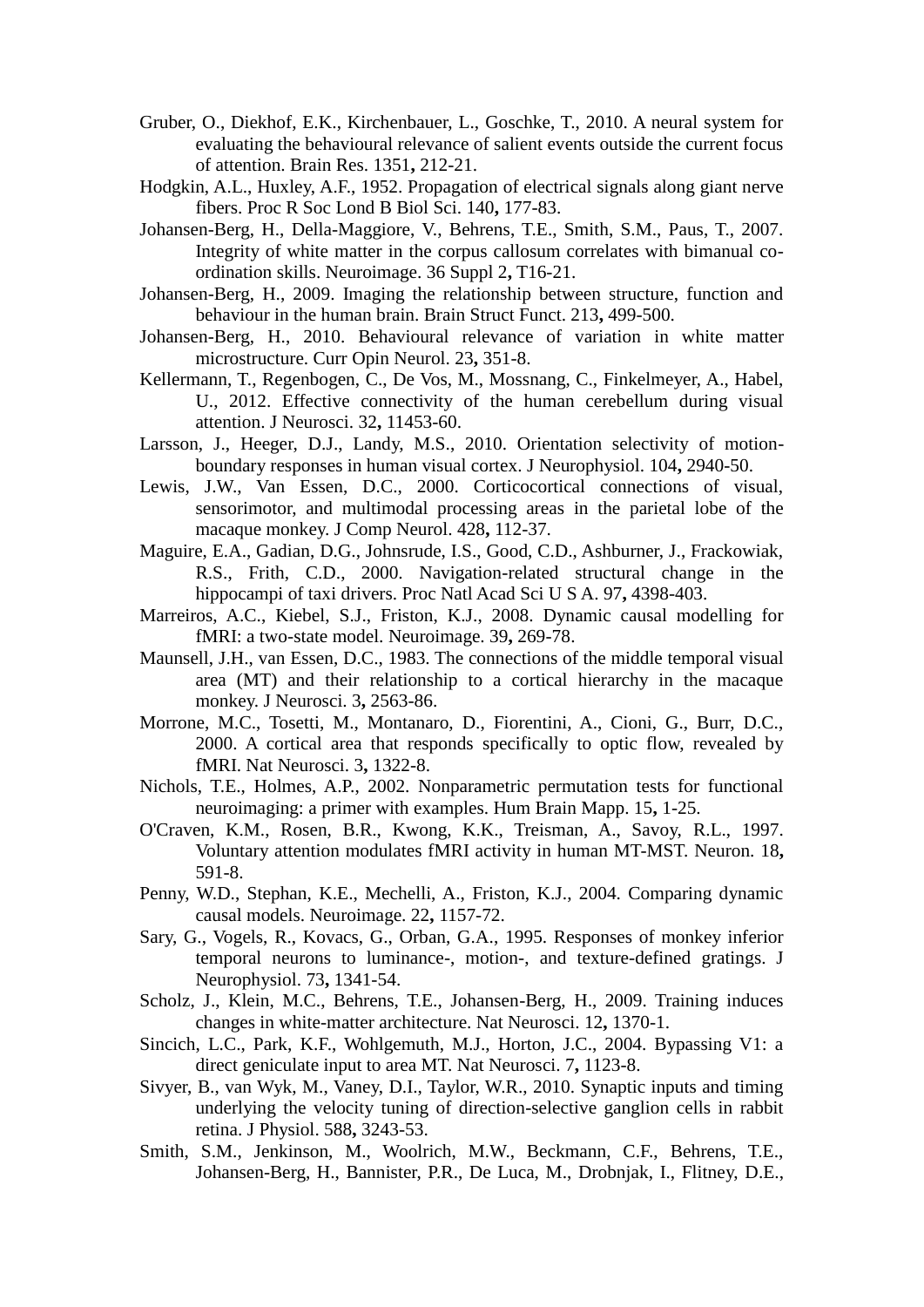Gruber, O., Diekhof, E.K., Kirchenbauer, L., Goschke, T., 2010. A neural system for evaluating the behavioural relevance of salient events outside the current focus of attention. Brain Res. 1351**,** 212-21.

Hodgkin, A.L., Huxley, A.F., 1952. Propagation of electrical signals along giant nerve fibers. Proc R Soc Lond B Biol Sci. 140**,** 177-83.

Johansen-Berg, H., Della-Maggiore, V., Behrens, T.E., Smith, S.M., Paus, T., 2007. Integrity of white matter in the corpus callosum correlates with bimanual co-ordination skills. Neuroimage. 36 Suppl 2**,** T16-21.

Johansen-Berg, H., 2009. Imaging the relationship between structure, function and behaviour in the human brain. Brain Struct Funct. 213**,** 499-500.

Johansen-Berg, H., 2010. Behavioural relevance of variation in white matter microstructure. Curr Opin Neurol. 23**,** 351-8.

Kellermann, T., Regenbogen, C., De Vos, M., Mossnang, C., Finkelmeyer, A., Habel, U., 2012. Effective connectivity of the human cerebellum during visual attention. J Neurosci. 32**,** 11453-60.

Larsson, J., Heeger, D.J., Landy, M.S., 2010. Orientation selectivity of motion-boundary responses in human visual cortex. J Neurophysiol. 104**,** 2940-50.

Lewis, J.W., Van Essen, D.C., 2000. Corticocortical connections of visual, sensorimotor, and multimodal processing areas in the parietal lobe of the macaque monkey. J Comp Neurol. 428**,** 112-37.

Maguire, E.A., Gadian, D.G., Johnsrude, I.S., Good, C.D., Ashburner, J., Frackowiak, R.S., Frith, C.D., 2000. Navigation-related structural change in the hippocampi of taxi drivers. Proc Natl Acad Sci U S A. 97**,** 4398-403.

Marreiros, A.C., Kiebel, S.J., Friston, K.J., 2008. Dynamic causal modelling for fMRI: a two-state model. Neuroimage. 39**,** 269-78.

Maunsell, J.H., van Essen, D.C., 1983. The connections of the middle temporal visual area (MT) and their relationship to a cortical hierarchy in the macaque monkey. J Neurosci. 3**,** 2563-86.

Morrone, M.C., Tosetti, M., Montanaro, D., Fiorentini, A., Cioni, G., Burr, D.C., 2000. A cortical area that responds specifically to optic flow, revealed by fMRI. Nat Neurosci. 3**,** 1322-8.

Nichols, T.E., Holmes, A.P., 2002. Nonparametric permutation tests for functional neuroimaging: a primer with examples. Hum Brain Mapp. 15**,** 1-25.

O'Craven, K.M., Rosen, B.R., Kwong, K.K., Treisman, A., Savoy, R.L., 1997. Voluntary attention modulates fMRI activity in human MT-MST. Neuron. 18**,** 591-8.

Penny, W.D., Stephan, K.E., Mechelli, A., Friston, K.J., 2004. Comparing dynamic causal models. Neuroimage. 22**,** 1157-72.

Sary, G., Vogels, R., Kovacs, G., Orban, G.A., 1995. Responses of monkey inferior temporal neurons to luminance-, motion-, and texture-defined gratings. J Neurophysiol. 73**,** 1341-54.

Scholz, J., Klein, M.C., Behrens, T.E., Johansen-Berg, H., 2009. Training induces changes in white-matter architecture. Nat Neurosci. 12**,** 1370-1.

Sincich, L.C., Park, K.F., Wohlgemuth, M.J., Horton, J.C., 2004. Bypassing V1: a direct geniculate input to area MT. Nat Neurosci. 7**,** 1123-8.

Sivyer, B., van Wyk, M., Vaney, D.I., Taylor, W.R., 2010. Synaptic inputs and timing underlying the velocity tuning of direction-selective ganglion cells in rabbit retina. J Physiol. 588**,** 3243-53.

Smith, S.M., Jenkinson, M., Woolrich, M.W., Beckmann, C.F., Behrens, T.E., Johansen-Berg, H., Bannister, P.R., De Luca, M., Drobnjak, I., Flitney, D.E.,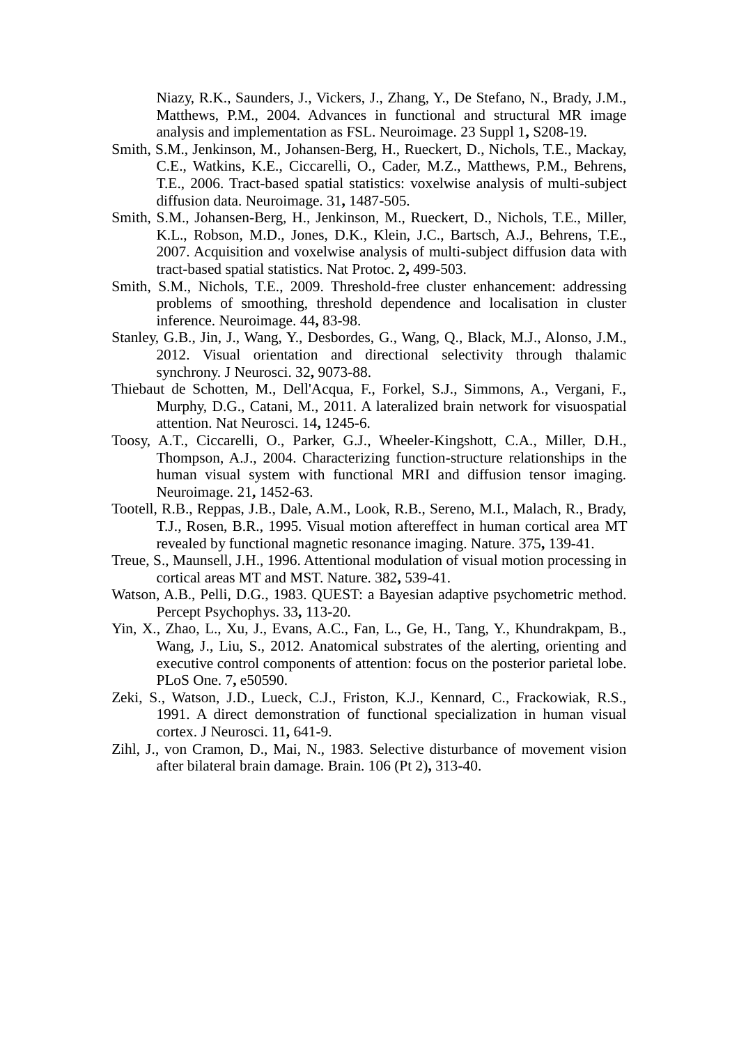Niazy, R.K., Saunders, J., Vickers, J., Zhang, Y., De Stefano, N., Brady, J.M., Matthews, P.M., 2004. Advances in functional and structural MR image analysis and implementation as FSL. Neuroimage. 23 Suppl 1**,** S208-19.

Smith, S.M., Jenkinson, M., Johansen-Berg, H., Rueckert, D., Nichols, T.E., Mackay, C.E., Watkins, K.E., Ciccarelli, O., Cader, M.Z., Matthews, P.M., Behrens, T.E., 2006. Tract-based spatial statistics: voxelwise analysis of multi-subject diffusion data. Neuroimage. 31**,** 1487-505.

Smith, S.M., Johansen-Berg, H., Jenkinson, M., Rueckert, D., Nichols, T.E., Miller, K.L., Robson, M.D., Jones, D.K., Klein, J.C., Bartsch, A.J., Behrens, T.E., 2007. Acquisition and voxelwise analysis of multi-subject diffusion data with tract-based spatial statistics. Nat Protoc. 2**,** 499-503.

Smith, S.M., Nichols, T.E., 2009. Threshold-free cluster enhancement: addressing problems of smoothing, threshold dependence and localisation in cluster inference. Neuroimage. 44**,** 83-98.

Stanley, G.B., Jin, J., Wang, Y., Desbordes, G., Wang, Q., Black, M.J., Alonso, J.M., 2012. Visual orientation and directional selectivity through thalamic synchrony. J Neurosci. 32**,** 9073-88.

Thiebaut de Schotten, M., Dell'Acqua, F., Forkel, S.J., Simmons, A., Vergani, F., Murphy, D.G., Catani, M., 2011. A lateralized brain network for visuospatial attention. Nat Neurosci. 14**,** 1245-6.

Toosy, A.T., Ciccarelli, O., Parker, G.J., Wheeler-Kingshott, C.A., Miller, D.H., Thompson, A.J., 2004. Characterizing function-structure relationships in the human visual system with functional MRI and diffusion tensor imaging. Neuroimage. 21**,** 1452-63.

Tootell, R.B., Reppas, J.B., Dale, A.M., Look, R.B., Sereno, M.I., Malach, R., Brady, T.J., Rosen, B.R., 1995. Visual motion aftereffect in human cortical area MT revealed by functional magnetic resonance imaging. Nature. 375**,** 139-41.

Treue, S., Maunsell, J.H., 1996. Attentional modulation of visual motion processing in cortical areas MT and MST. Nature. 382**,** 539-41.

Watson, A.B., Pelli, D.G., 1983. QUEST: a Bayesian adaptive psychometric method. Percept Psychophys. 33**,** 113-20.

Yin, X., Zhao, L., Xu, J., Evans, A.C., Fan, L., Ge, H., Tang, Y., Khundrakpam, B., Wang, J., Liu, S., 2012. Anatomical substrates of the alerting, orienting and executive control components of attention: focus on the posterior parietal lobe. PLoS One. 7**,** e50590.

Zeki, S., Watson, J.D., Lueck, C.J., Friston, K.J., Kennard, C., Frackowiak, R.S., 1991. A direct demonstration of functional specialization in human visual cortex. J Neurosci. 11**,** 641-9.

Zihl, J., von Cramon, D., Mai, N., 1983. Selective disturbance of movement vision after bilateral brain damage. Brain. 106 (Pt 2)**,** 313-40.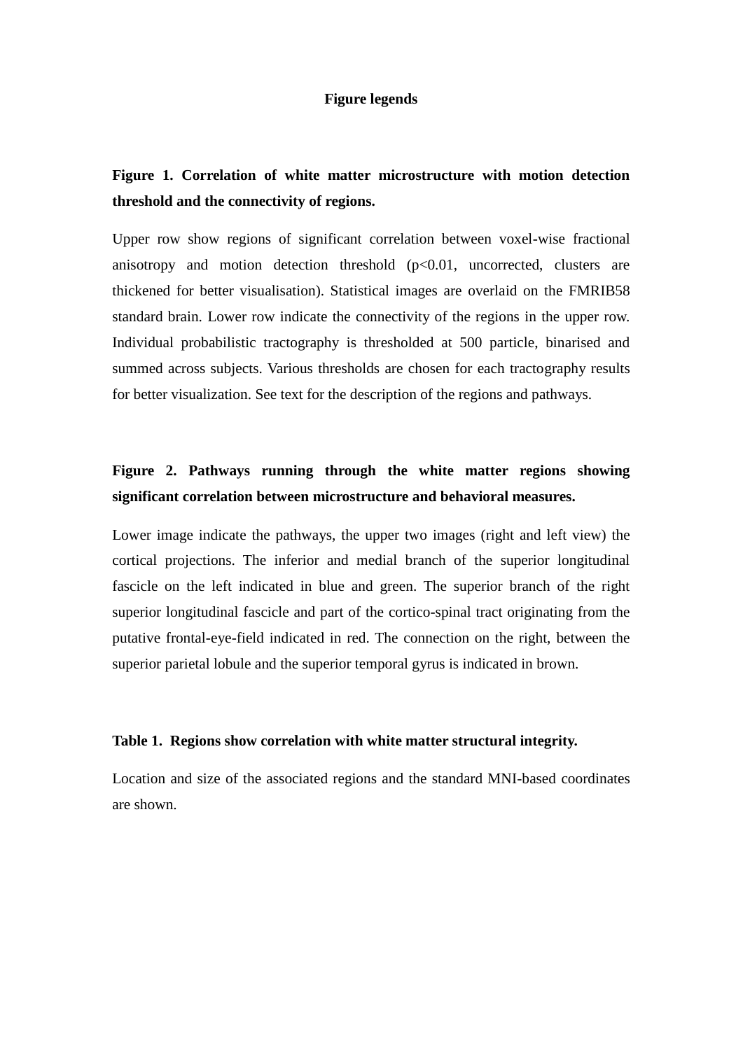# Figure legends

**Figure 1. Correlation of white matter microstructure with motion detection threshold and the connectivity of regions.**

Upper row show regions of significant correlation between voxel-wise fractional anisotropy and motion detection threshold ($p<0.01$, uncorrected, clusters are thickened for better visualisation). Statistical images are overlaid on the FMRIB58 standard brain. Lower row indicate the connectivity of the regions in the upper row. Individual probabilistic tractography is thresholded at 500 particle, binarised and summed across subjects. Various thresholds are chosen for each tractography results for better visualization. See text for the description of the regions and pathways.

**Figure 2. Pathways running through the white matter regions showing significant correlation between microstructure and behavioral measures.**

Lower image indicate the pathways, the upper two images (right and left view) the cortical projections. The inferior and medial branch of the superior longitudinal fascicle on the left indicated in blue and green. The superior branch of the right superior longitudinal fascicle and part of the cortico-spinal tract originating from the putative frontal-eye-field indicated in red. The connection on the right, between the superior parietal lobule and the superior temporal gyrus is indicated in brown.

**Table 1. Regions show correlation with white matter structural integrity.**

Location and size of the associated regions and the standard MNI-based coordinates are shown.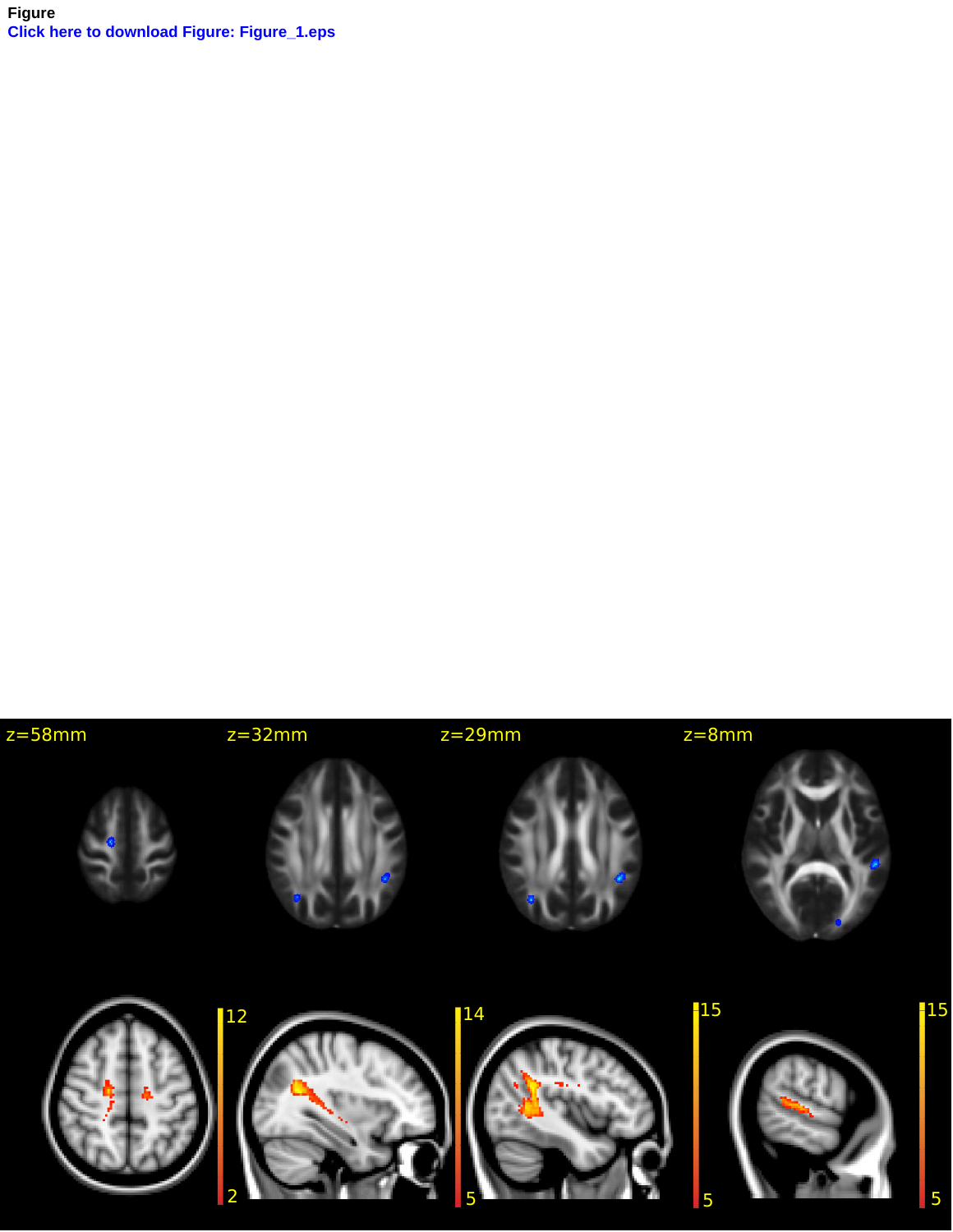Figure
Click here to download Figure: Figure_1.eps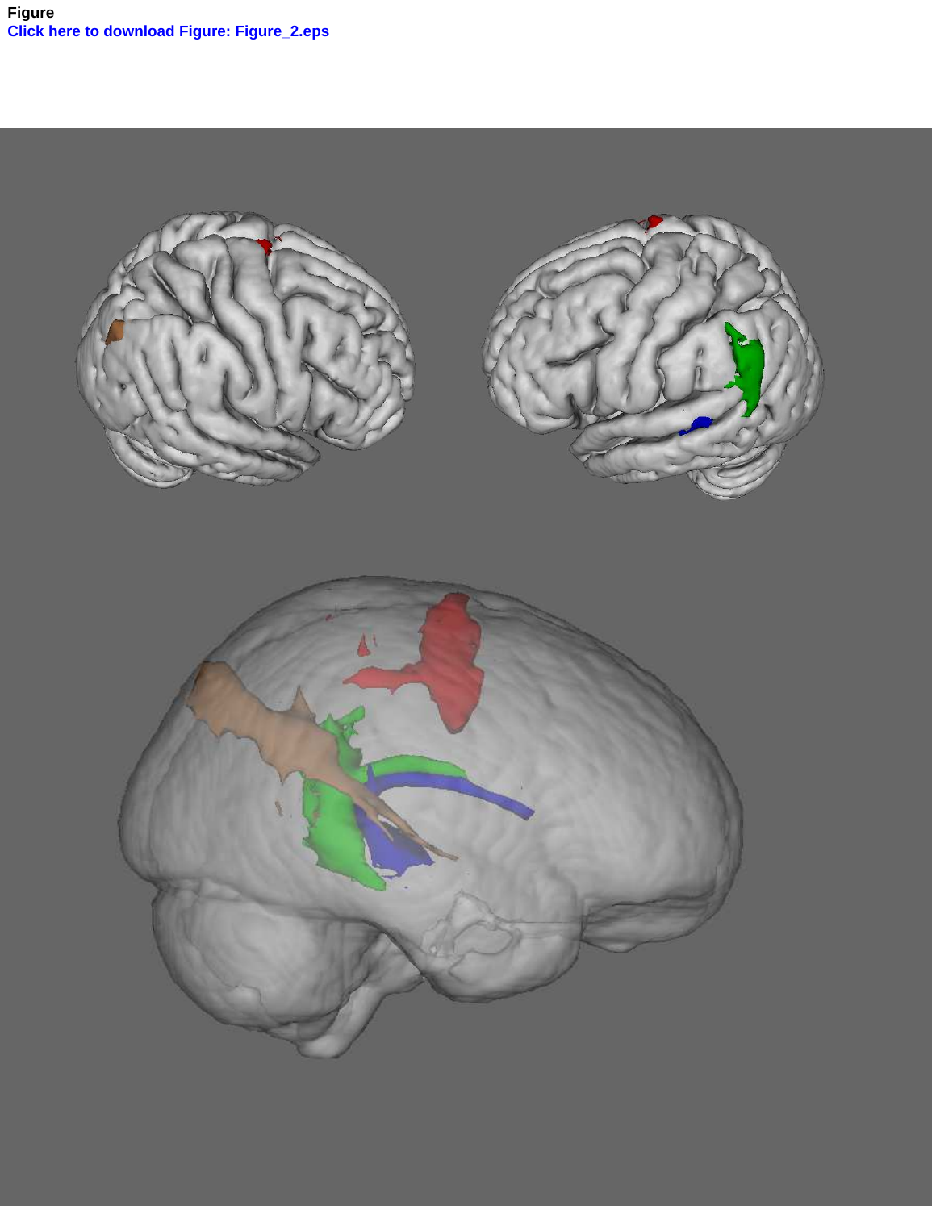Figure

Click here to download Figure: Figure_2.eps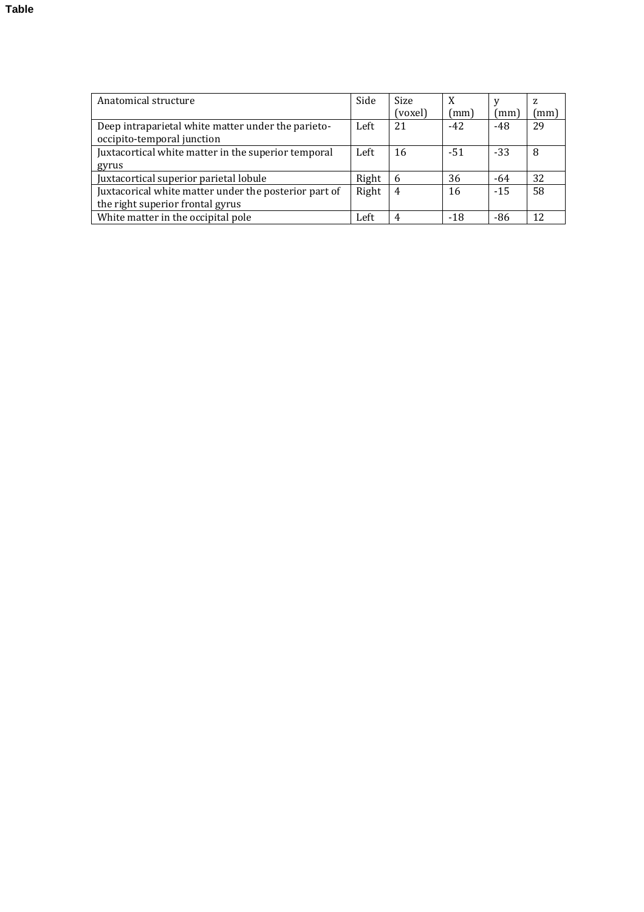**Table**

| Anatomical structure | Side | Size (voxel) | X (mm) | y (mm) | z (mm) |
|---|---|---|---|---|---|
| Deep intraparietal white matter under the parieto-occipito-temporal junction | Left | 21 | -42 | -48 | 29 |
| Juxtacortical white matter in the superior temporal gyrus | Left | 16 | -51 | -33 | 8 |
| Juxtacortical superior parietal lobule | Right | 6 | 36 | -64 | 32 |
| Juxtacorical white matter under the posterior part of the right superior frontal gyrus | Right | 4 | 16 | -15 | 58 |
| White matter in the occipital pole | Left | 4 | -18 | -86 | 12 |